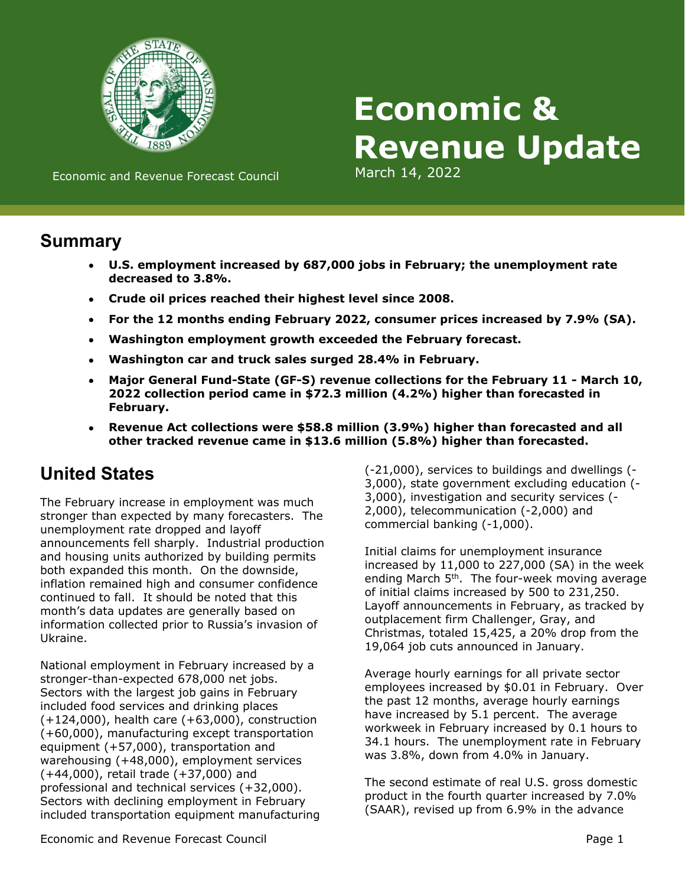# Economic & Revenue Update

Economic and Revenue Forecast Council

March 14, 2022

## Summary

- **U.S. employment increased by 687,000 jobs in February; the unemployment rate decreased to 3.8%.**
- **Crude oil prices reached their highest level since 2008.**
- **For the 12 months ending February 2022, consumer prices increased by 7.9% (SA).**
- **Washington employment growth exceeded the February forecast.**
- **Washington car and truck sales surged 28.4% in February.**
- **Major General Fund-State (GF-S) revenue collections for the February 11 - March 10, 2022 collection period came in $72.3 million (4.2%) higher than forecasted in February.**
- **Revenue Act collections were $58.8 million (3.9%) higher than forecasted and all other tracked revenue came in $13.6 million (5.8%) higher than forecasted.**

## United States

The February increase in employment was much stronger than expected by many forecasters. The unemployment rate dropped and layoff announcements fell sharply. Industrial production and housing units authorized by building permits both expanded this month. On the downside, inflation remained high and consumer confidence continued to fall. It should be noted that this month's data updates are generally based on information collected prior to Russia's invasion of Ukraine.

National employment in February increased by a stronger-than-expected 678,000 net jobs. Sectors with the largest job gains in February included food services and drinking places (+124,000), health care (+63,000), construction (+60,000), manufacturing except transportation equipment (+57,000), transportation and warehousing (+48,000), employment services (+44,000), retail trade (+37,000) and professional and technical services (+32,000). Sectors with declining employment in February included transportation equipment manufacturing (-21,000), services to buildings and dwellings (-3,000), state government excluding education (-3,000), investigation and security services (-2,000), telecommunication (-2,000) and commercial banking (-1,000).

Initial claims for unemployment insurance increased by 11,000 to 227,000 (SA) in the week ending March 5th. The four-week moving average of initial claims increased by 500 to 231,250. Layoff announcements in February, as tracked by outplacement firm Challenger, Gray, and Christmas, totaled 15,425, a 20% drop from the 19,064 job cuts announced in January.

Average hourly earnings for all private sector employees increased by $0.01 in February. Over the past 12 months, average hourly earnings have increased by 5.1 percent. The average workweek in February increased by 0.1 hours to 34.1 hours. The unemployment rate in February was 3.8%, down from 4.0% in January.

The second estimate of real U.S. gross domestic product in the fourth quarter increased by 7.0% (SAAR), revised up from 6.9% in the advance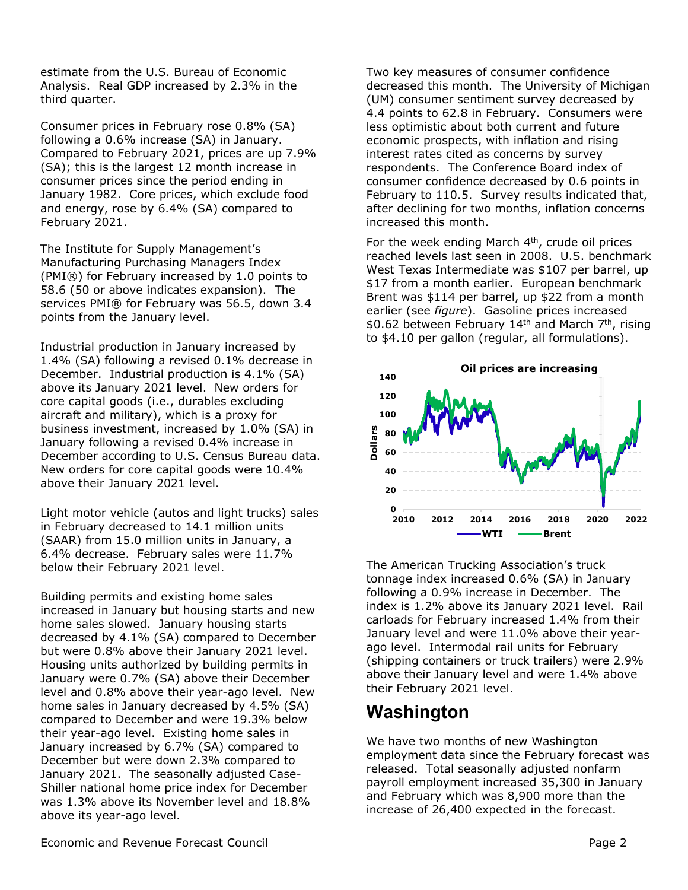estimate from the U.S. Bureau of Economic Analysis. Real GDP increased by 2.3% in the third quarter.

Consumer prices in February rose 0.8% (SA) following a 0.6% increase (SA) in January. Compared to February 2021, prices are up 7.9% (SA); this is the largest 12 month increase in consumer prices since the period ending in January 1982. Core prices, which exclude food and energy, rose by 6.4% (SA) compared to February 2021.

The Institute for Supply Management's Manufacturing Purchasing Managers Index (PMI®) for February increased by 1.0 points to 58.6 (50 or above indicates expansion). The services PMI® for February was 56.5, down 3.4 points from the January level.

Industrial production in January increased by 1.4% (SA) following a revised 0.1% decrease in December. Industrial production is 4.1% (SA) above its January 2021 level. New orders for core capital goods (i.e., durables excluding aircraft and military), which is a proxy for business investment, increased by 1.0% (SA) in January following a revised 0.4% increase in December according to U.S. Census Bureau data. New orders for core capital goods were 10.4% above their January 2021 level.

Light motor vehicle (autos and light trucks) sales in February decreased to 14.1 million units (SAAR) from 15.0 million units in January, a 6.4% decrease. February sales were 11.7% below their February 2021 level.

Building permits and existing home sales increased in January but housing starts and new home sales slowed. January housing starts decreased by 4.1% (SA) compared to December but were 0.8% above their January 2021 level. Housing units authorized by building permits in January were 0.7% (SA) above their December level and 0.8% above their year-ago level. New home sales in January decreased by 4.5% (SA) compared to December and were 19.3% below their year-ago level. Existing home sales in January increased by 6.7% (SA) compared to December but were down 2.3% compared to January 2021. The seasonally adjusted Case-Shiller national home price index for December was 1.3% above its November level and 18.8% above its year-ago level.

Two key measures of consumer confidence decreased this month. The University of Michigan (UM) consumer sentiment survey decreased by 4.4 points to 62.8 in February. Consumers were less optimistic about both current and future economic prospects, with inflation and rising interest rates cited as concerns by survey respondents. The Conference Board index of consumer confidence decreased by 0.6 points in February to 110.5. Survey results indicated that, after declining for two months, inflation concerns increased this month.

For the week ending March 4th, crude oil prices reached levels last seen in 2008. U.S. benchmark West Texas Intermediate was $107 per barrel, up $17 from a month earlier. European benchmark Brent was $114 per barrel, up $22 from a month earlier (see *figure*). Gasoline prices increased $0.62 between February 14th and March 7th, rising to $4.10 per gallon (regular, all formulations).

The American Trucking Association's truck tonnage index increased 0.6% (SA) in January following a 0.9% increase in December. The index is 1.2% above its January 2021 level. Rail carloads for February increased 1.4% from their January level and were 11.0% above their year-ago level. Intermodal rail units for February (shipping containers or truck trailers) were 2.9% above their January level and were 1.4% above their February 2021 level.

## Washington

We have two months of new Washington employment data since the February forecast was released. Total seasonally adjusted nonfarm payroll employment increased 35,300 in January and February which was 8,900 more than the increase of 26,400 expected in the forecast.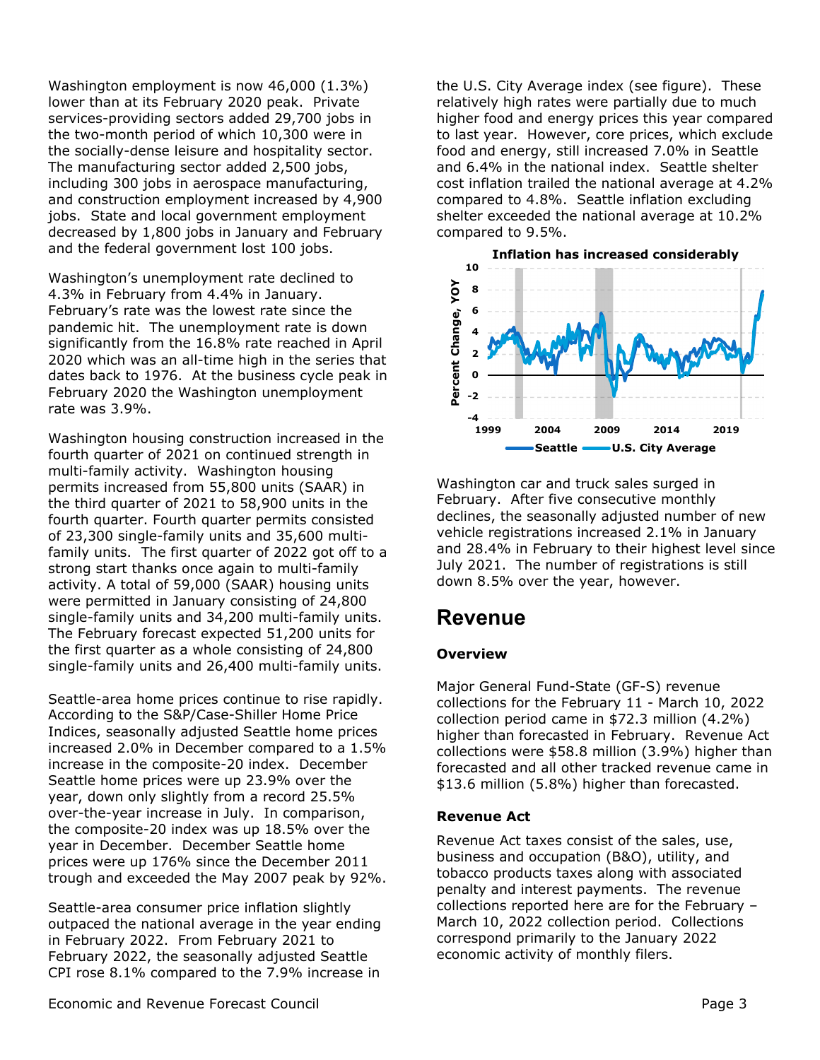Washington employment is now 46,000 (1.3%) lower than at its February 2020 peak. Private services-providing sectors added 29,700 jobs in the two-month period of which 10,300 were in the socially-dense leisure and hospitality sector. The manufacturing sector added 2,500 jobs, including 300 jobs in aerospace manufacturing, and construction employment increased by 4,900 jobs. State and local government employment decreased by 1,800 jobs in January and February and the federal government lost 100 jobs.

Washington's unemployment rate declined to 4.3% in February from 4.4% in January. February's rate was the lowest rate since the pandemic hit. The unemployment rate is down significantly from the 16.8% rate reached in April 2020 which was an all-time high in the series that dates back to 1976. At the business cycle peak in February 2020 the Washington unemployment rate was 3.9%.

Washington housing construction increased in the fourth quarter of 2021 on continued strength in multi-family activity. Washington housing permits increased from 55,800 units (SAAR) in the third quarter of 2021 to 58,900 units in the fourth quarter. Fourth quarter permits consisted of 23,300 single-family units and 35,600 multi-family units. The first quarter of 2022 got off to a strong start thanks once again to multi-family activity. A total of 59,000 (SAAR) housing units were permitted in January consisting of 24,800 single-family units and 34,200 multi-family units. The February forecast expected 51,200 units for the first quarter as a whole consisting of 24,800 single-family units and 26,400 multi-family units.

Seattle-area home prices continue to rise rapidly. According to the S&P/Case-Shiller Home Price Indices, seasonally adjusted Seattle home prices increased 2.0% in December compared to a 1.5% increase in the composite-20 index. December Seattle home prices were up 23.9% over the year, down only slightly from a record 25.5% over-the-year increase in July. In comparison, the composite-20 index was up 18.5% over the year in December. December Seattle home prices were up 176% since the December 2011 trough and exceeded the May 2007 peak by 92%.

Seattle-area consumer price inflation slightly outpaced the national average in the year ending in February 2022. From February 2021 to February 2022, the seasonally adjusted Seattle CPI rose 8.1% compared to the 7.9% increase in the U.S. City Average index (see figure). These relatively high rates were partially due to much higher food and energy prices this year compared to last year. However, core prices, which exclude food and energy, still increased 7.0% in Seattle and 6.4% in the national index. Seattle shelter cost inflation trailed the national average at 4.2% compared to 4.8%. Seattle inflation excluding shelter exceeded the national average at 10.2% compared to 9.5%.

**Inflation has increased considerably**

Washington car and truck sales surged in February. After five consecutive monthly declines, the seasonally adjusted number of new vehicle registrations increased 2.1% in January and 28.4% in February to their highest level since July 2021. The number of registrations is still down 8.5% over the year, however.

## Revenue

### Overview

Major General Fund-State (GF-S) revenue collections for the February 11 - March 10, 2022 collection period came in $72.3 million (4.2%) higher than forecasted in February. Revenue Act collections were $58.8 million (3.9%) higher than forecasted and all other tracked revenue came in $13.6 million (5.8%) higher than forecasted.

### Revenue Act

Revenue Act taxes consist of the sales, use, business and occupation (B&O), utility, and tobacco products taxes along with associated penalty and interest payments. The revenue collections reported here are for the February – March 10, 2022 collection period. Collections correspond primarily to the January 2022 economic activity of monthly filers.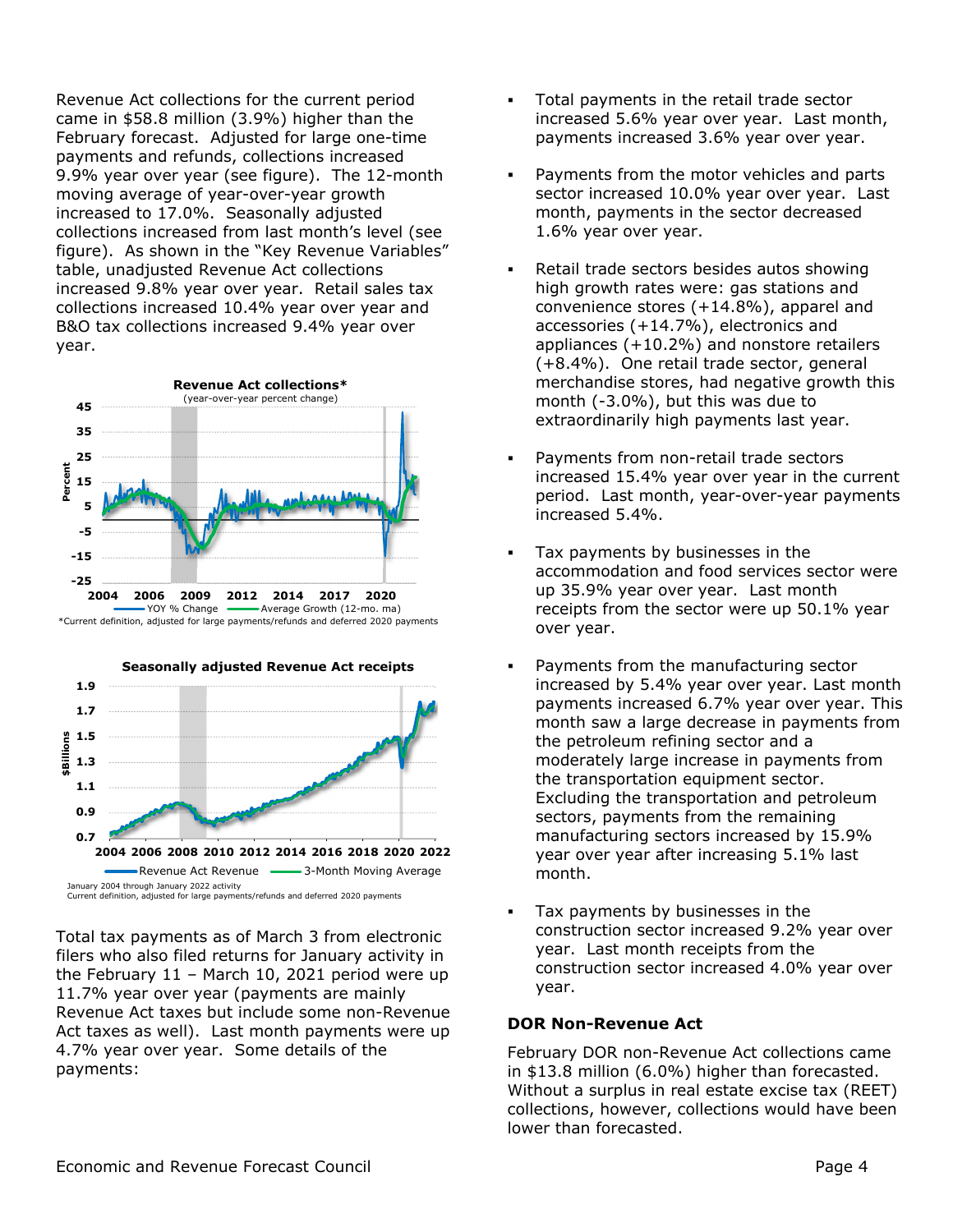Revenue Act collections for the current period came in $58.8 million (3.9%) higher than the February forecast. Adjusted for large one-time payments and refunds, collections increased 9.9% year over year (see figure). The 12-month moving average of year-over-year growth increased to 17.0%. Seasonally adjusted collections increased from last month's level (see figure). As shown in the "Key Revenue Variables" table, unadjusted Revenue Act collections increased 9.8% year over year. Retail sales tax collections increased 10.4% year over year and B&O tax collections increased 9.4% year over year.

**Revenue Act collections***
(year-over-year percent change)

YOY % Change — Average Growth (12-mo. ma)

*Current definition, adjusted for large payments/refunds and deferred 2020 payments

**Seasonally adjusted Revenue Act receipts**

Revenue Act Revenue — 3-Month Moving Average

January 2004 through January 2022 activity
Current definition, adjusted for large payments/refunds and deferred 2020 payments

Total tax payments as of March 3 from electronic filers who also filed returns for January activity in the February 11 – March 10, 2021 period were up 11.7% year over year (payments are mainly Revenue Act taxes but include some non-Revenue Act taxes as well). Last month payments were up 4.7% year over year. Some details of the payments:

- Total payments in the retail trade sector increased 5.6% year over year. Last month, payments increased 3.6% year over year.
- Payments from the motor vehicles and parts sector increased 10.0% year over year. Last month, payments in the sector decreased 1.6% year over year.
- Retail trade sectors besides autos showing high growth rates were: gas stations and convenience stores (+14.8%), apparel and accessories (+14.7%), electronics and appliances (+10.2%) and nonstore retailers (+8.4%). One retail trade sector, general merchandise stores, had negative growth this month (-3.0%), but this was due to extraordinarily high payments last year.
- Payments from non-retail trade sectors increased 15.4% year over year in the current period. Last month, year-over-year payments increased 5.4%.
- Tax payments by businesses in the accommodation and food services sector were up 35.9% year over year. Last month receipts from the sector were up 50.1% year over year.
- Payments from the manufacturing sector increased by 5.4% year over year. Last month payments increased 6.7% year over year. This month saw a large decrease in payments from the petroleum refining sector and a moderately large increase in payments from the transportation equipment sector. Excluding the transportation and petroleum sectors, payments from the remaining manufacturing sectors increased by 15.9% year over year after increasing 5.1% last month.
- Tax payments by businesses in the construction sector increased 9.2% year over year. Last month receipts from the construction sector increased 4.0% year over year.

## DOR Non-Revenue Act

February DOR non-Revenue Act collections came in $13.8 million (6.0%) higher than forecasted. Without a surplus in real estate excise tax (REET) collections, however, collections would have been lower than forecasted.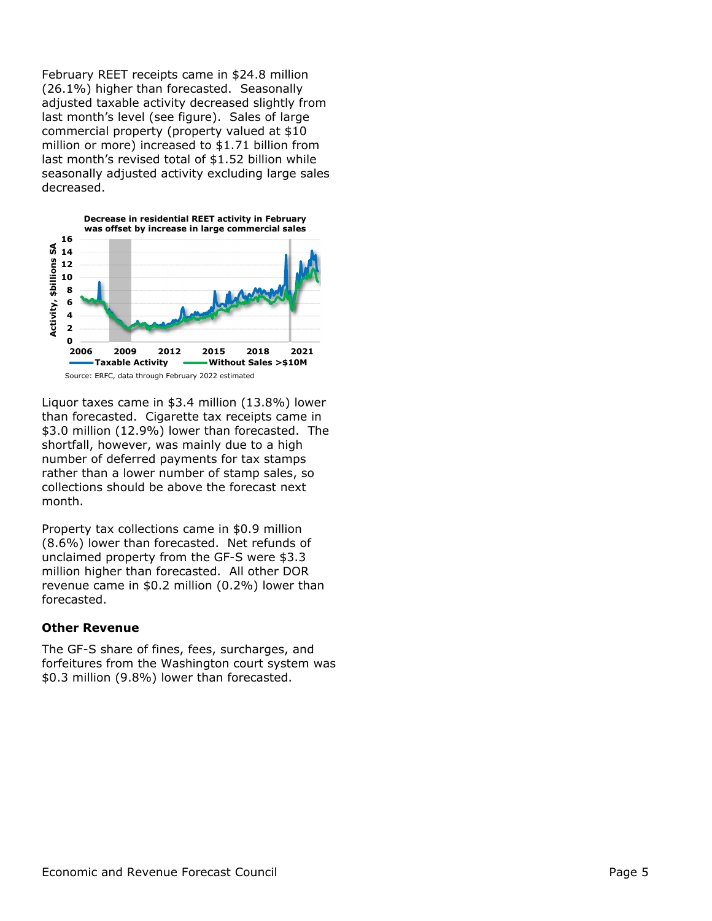February REET receipts came in $24.8 million (26.1%) higher than forecasted. Seasonally adjusted taxable activity decreased slightly from last month's level (see figure). Sales of large commercial property (property valued at $10 million or more) increased to $1.71 billion from last month's revised total of $1.52 billion while seasonally adjusted activity excluding large sales decreased.

**Decrease in residential REET activity in February was offset by increase in large commercial sales**

Source: ERFC, data through February 2022 estimated

Liquor taxes came in $3.4 million (13.8%) lower than forecasted. Cigarette tax receipts came in $3.0 million (12.9%) lower than forecasted. The shortfall, however, was mainly due to a high number of deferred payments for tax stamps rather than a lower number of stamp sales, so collections should be above the forecast next month.

Property tax collections came in $0.9 million (8.6%) lower than forecasted. Net refunds of unclaimed property from the GF-S were $3.3 million higher than forecasted. All other DOR revenue came in $0.2 million (0.2%) lower than forecasted.

### Other Revenue

The GF-S share of fines, fees, surcharges, and forfeitures from the Washington court system was $0.3 million (9.8%) lower than forecasted.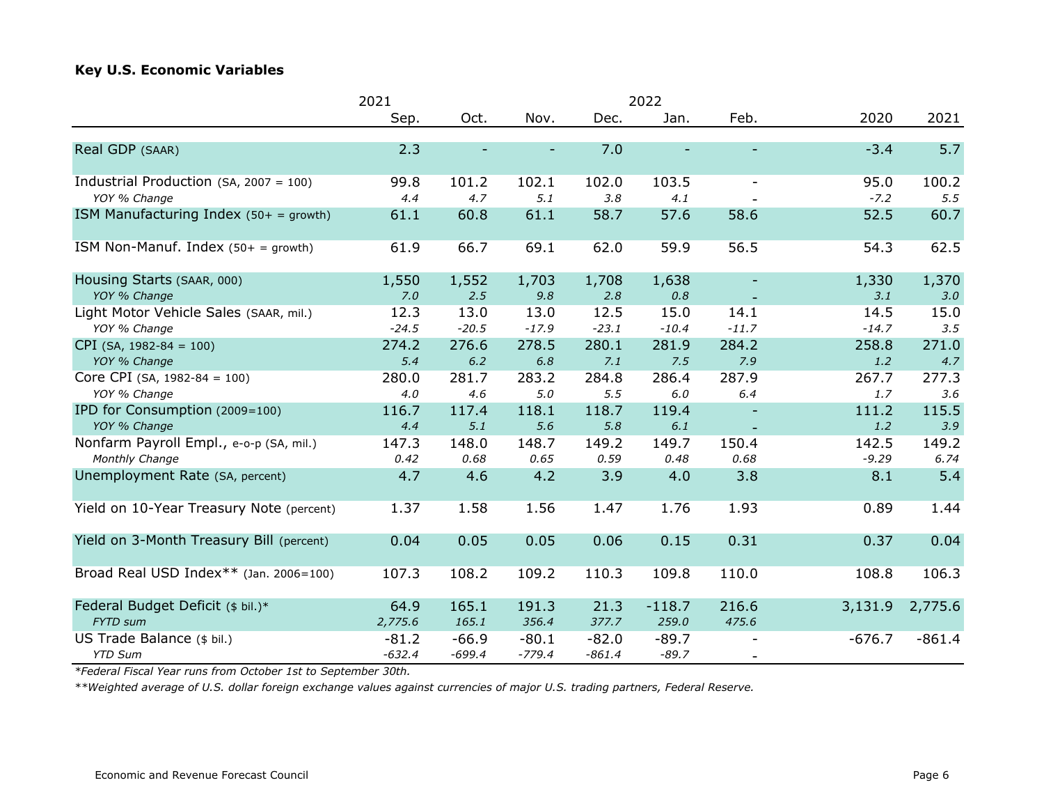### Key U.S. Economic Variables

| | 2021 | | | 2022 | | | | |
|---|---|---|---|---|---|---|---|---|
| | Sep. | Oct. | Nov. | Dec. | Jan. | Feb. | 2020 | 2021 |
| Real GDP (SAAR) | 2.3 | - | - | 7.0 | - | - | -3.4 | 5.7 |
| Industrial Production (SA, 2007 = 100) | 99.8 | 101.2 | 102.1 | 102.0 | 103.5 | - | 95.0 | 100.2 |
| *YOY % Change* | *4.4* | *4.7* | *5.1* | *3.8* | *4.1* | - | *-7.2* | *5.5* |
| ISM Manufacturing Index (50+ = growth) | 61.1 | 60.8 | 61.1 | 58.7 | 57.6 | 58.6 | 52.5 | 60.7 |
| ISM Non-Manuf. Index (50+ = growth) | 61.9 | 66.7 | 69.1 | 62.0 | 59.9 | 56.5 | 54.3 | 62.5 |
| Housing Starts (SAAR, 000) | 1,550 | 1,552 | 1,703 | 1,708 | 1,638 | - | 1,330 | 1,370 |
| *YOY % Change* | *7.0* | *2.5* | *9.8* | *2.8* | *0.8* | - | *3.1* | *3.0* |
| Light Motor Vehicle Sales (SAAR, mil.) | 12.3 | 13.0 | 13.0 | 12.5 | 15.0 | 14.1 | 14.5 | 15.0 |
| *YOY % Change* | *-24.5* | *-20.5* | *-17.9* | *-23.1* | *-10.4* | *-11.7* | *-14.7* | *3.5* |
| CPI (SA, 1982-84 = 100) | 274.2 | 276.6 | 278.5 | 280.1 | 281.9 | 284.2 | 258.8 | 271.0 |
| *YOY % Change* | *5.4* | *6.2* | *6.8* | *7.1* | *7.5* | *7.9* | *1.2* | *4.7* |
| Core CPI (SA, 1982-84 = 100) | 280.0 | 281.7 | 283.2 | 284.8 | 286.4 | 287.9 | 267.7 | 277.3 |
| *YOY % Change* | *4.0* | *4.6* | *5.0* | *5.5* | *6.0* | *6.4* | *1.7* | *3.6* |
| IPD for Consumption (2009=100) | 116.7 | 117.4 | 118.1 | 118.7 | 119.4 | - | 111.2 | 115.5 |
| *YOY % Change* | *4.4* | *5.1* | *5.6* | *5.8* | *6.1* | - | *1.2* | *3.9* |
| Nonfarm Payroll Empl., e-o-p (SA, mil.) | 147.3 | 148.0 | 148.7 | 149.2 | 149.7 | 150.4 | 142.5 | 149.2 |
| *Monthly Change* | *0.42* | *0.68* | *0.65* | *0.59* | *0.48* | *0.68* | *-9.29* | *6.74* |
| Unemployment Rate (SA, percent) | 4.7 | 4.6 | 4.2 | 3.9 | 4.0 | 3.8 | 8.1 | 5.4 |
| Yield on 10-Year Treasury Note (percent) | 1.37 | 1.58 | 1.56 | 1.47 | 1.76 | 1.93 | 0.89 | 1.44 |
| Yield on 3-Month Treasury Bill (percent) | 0.04 | 0.05 | 0.05 | 0.06 | 0.15 | 0.31 | 0.37 | 0.04 |
| Broad Real USD Index** (Jan. 2006=100) | 107.3 | 108.2 | 109.2 | 110.3 | 109.8 | 110.0 | 108.8 | 106.3 |
| Federal Budget Deficit ($ bil.)* | 64.9 | 165.1 | 191.3 | 21.3 | -118.7 | 216.6 | 3,131.9 | 2,775.6 |
| *FYTD sum* | *2,775.6* | *165.1* | *356.4* | *377.7* | *259.0* | *475.6* | | |
| US Trade Balance ($ bil.) | -81.2 | -66.9 | -80.1 | -82.0 | -89.7 | - | -676.7 | -861.4 |
| *YTD Sum* | *-632.4* | *-699.4* | *-779.4* | *-861.4* | *-89.7* | - | | |

*\*Federal Fiscal Year runs from October 1st to September 30th.*

*\*\*Weighted average of U.S. dollar foreign exchange values against currencies of major U.S. trading partners, Federal Reserve.*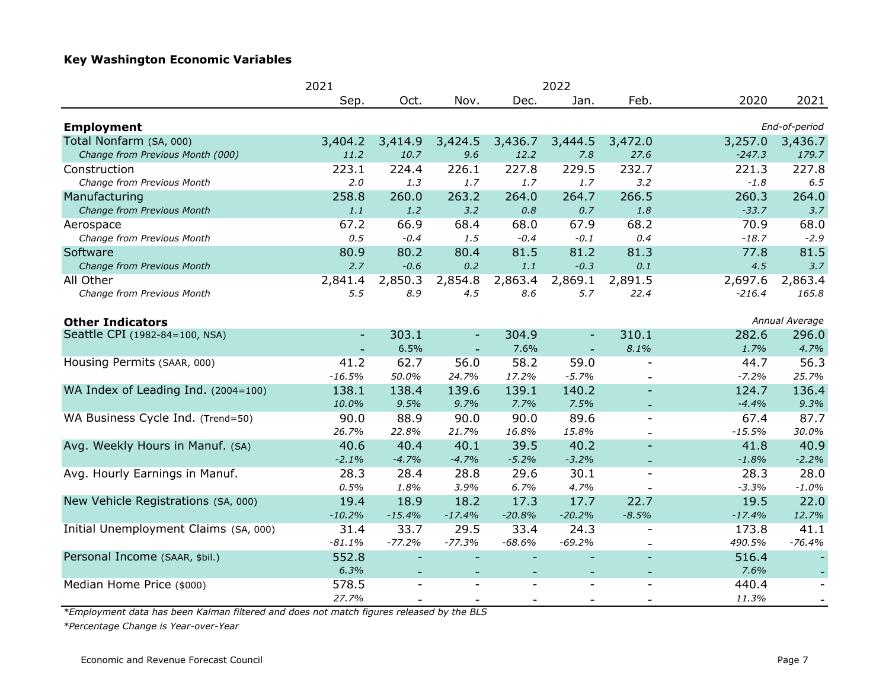## Key Washington Economic Variables

| | 2021 | | | 2022 | | | | |
|---|---|---|---|---|---|---|---|---|
| | Sep. | Oct. | Nov. | Dec. | Jan. | Feb. | 2020 | 2021 |
| **Employment** | | | | | | | | *End-of-period* |
| Total Nonfarm (SA, 000) | 3,404.2 | 3,414.9 | 3,424.5 | 3,436.7 | 3,444.5 | 3,472.0 | 3,257.0 | 3,436.7 |
| *Change from Previous Month (000)* | *11.2* | *10.7* | *9.6* | *12.2* | *7.8* | *27.6* | *-247.3* | *179.7* |
| Construction | 223.1 | 224.4 | 226.1 | 227.8 | 229.5 | 232.7 | 221.3 | 227.8 |
| *Change from Previous Month* | *2.0* | *1.3* | *1.7* | *1.7* | *1.7* | *3.2* | *-1.8* | *6.5* |
| Manufacturing | 258.8 | 260.0 | 263.2 | 264.0 | 264.7 | 266.5 | 260.3 | 264.0 |
| *Change from Previous Month* | *1.1* | *1.2* | *3.2* | *0.8* | *0.7* | *1.8* | *-33.7* | *3.7* |
| Aerospace | 67.2 | 66.9 | 68.4 | 68.0 | 67.9 | 68.2 | 70.9 | 68.0 |
| *Change from Previous Month* | *0.5* | *-0.4* | *1.5* | *-0.4* | *-0.1* | *0.4* | *-18.7* | *-2.9* |
| Software | 80.9 | 80.2 | 80.4 | 81.5 | 81.2 | 81.3 | 77.8 | 81.5 |
| *Change from Previous Month* | *2.7* | *-0.6* | *0.2* | *1.1* | *-0.3* | *0.1* | *4.5* | *3.7* |
| All Other | 2,841.4 | 2,850.3 | 2,854.8 | 2,863.4 | 2,869.1 | 2,891.5 | 2,697.6 | 2,863.4 |
| *Change from Previous Month* | *5.5* | *8.9* | *4.5* | *8.6* | *5.7* | *22.4* | *-216.4* | *165.8* |
| **Other Indicators** | | | | | | | | *Annual Average* |
| Seattle CPI (1982-84=100, NSA) | - | 303.1 | - | 304.9 | - | 310.1 | 282.6 | 296.0 |
| | - | *6.5%* | - | *7.6%* | - | *8.1%* | *1.7%* | *4.7%* |
| Housing Permits (SAAR, 000) | 41.2 | 62.7 | 56.0 | 58.2 | 59.0 | - | 44.7 | 56.3 |
| | *-16.5%* | *50.0%* | *24.7%* | *17.2%* | *-5.7%* | - | *-7.2%* | *25.7%* |
| WA Index of Leading Ind. (2004=100) | 138.1 | 138.4 | 139.6 | 139.1 | 140.2 | - | 124.7 | 136.4 |
| | *10.0%* | *9.5%* | *9.7%* | *7.7%* | *7.5%* | - | *-4.4%* | *9.3%* |
| WA Business Cycle Ind. (Trend=50) | 90.0 | 88.9 | 90.0 | 90.0 | 89.6 | - | 67.4 | 87.7 |
| | *26.7%* | *22.8%* | *21.7%* | *16.8%* | *15.8%* | - | *-15.5%* | *30.0%* |
| Avg. Weekly Hours in Manuf. (SA) | 40.6 | 40.4 | 40.1 | 39.5 | 40.2 | - | 41.8 | 40.9 |
| | *-2.1%* | *-4.7%* | *-4.7%* | *-5.2%* | *-3.2%* | - | *-1.8%* | *-2.2%* |
| Avg. Hourly Earnings in Manuf. | 28.3 | 28.4 | 28.8 | 29.6 | 30.1 | - | 28.3 | 28.0 |
| | *0.5%* | *1.8%* | *3.9%* | *6.7%* | *4.7%* | - | *-3.3%* | *-1.0%* |
| New Vehicle Registrations (SA, 000) | 19.4 | 18.9 | 18.2 | 17.3 | 17.7 | 22.7 | 19.5 | 22.0 |
| | *-10.2%* | *-15.4%* | *-17.4%* | *-20.8%* | *-20.2%* | *-8.5%* | *-17.4%* | *12.7%* |
| Initial Unemployment Claims (SA, 000) | 31.4 | 33.7 | 29.5 | 33.4 | 24.3 | - | 173.8 | 41.1 |
| | *-81.1%* | *-77.2%* | *-77.3%* | *-68.6%* | *-69.2%* | - | *490.5%* | *-76.4%* |
| Personal Income (SAAR, $bil.) | 552.8 | - | - | - | - | - | 516.4 | - |
| | *6.3%* | - | - | - | - | - | *7.6%* | - |
| Median Home Price ($000) | 578.5 | - | - | - | - | - | 440.4 | - |
| | *27.7%* | - | - | - | - | - | *11.3%* | - |

*\*Employment data has been Kalman filtered and does not match figures released by the BLS*

*\*Percentage Change is Year-over-Year*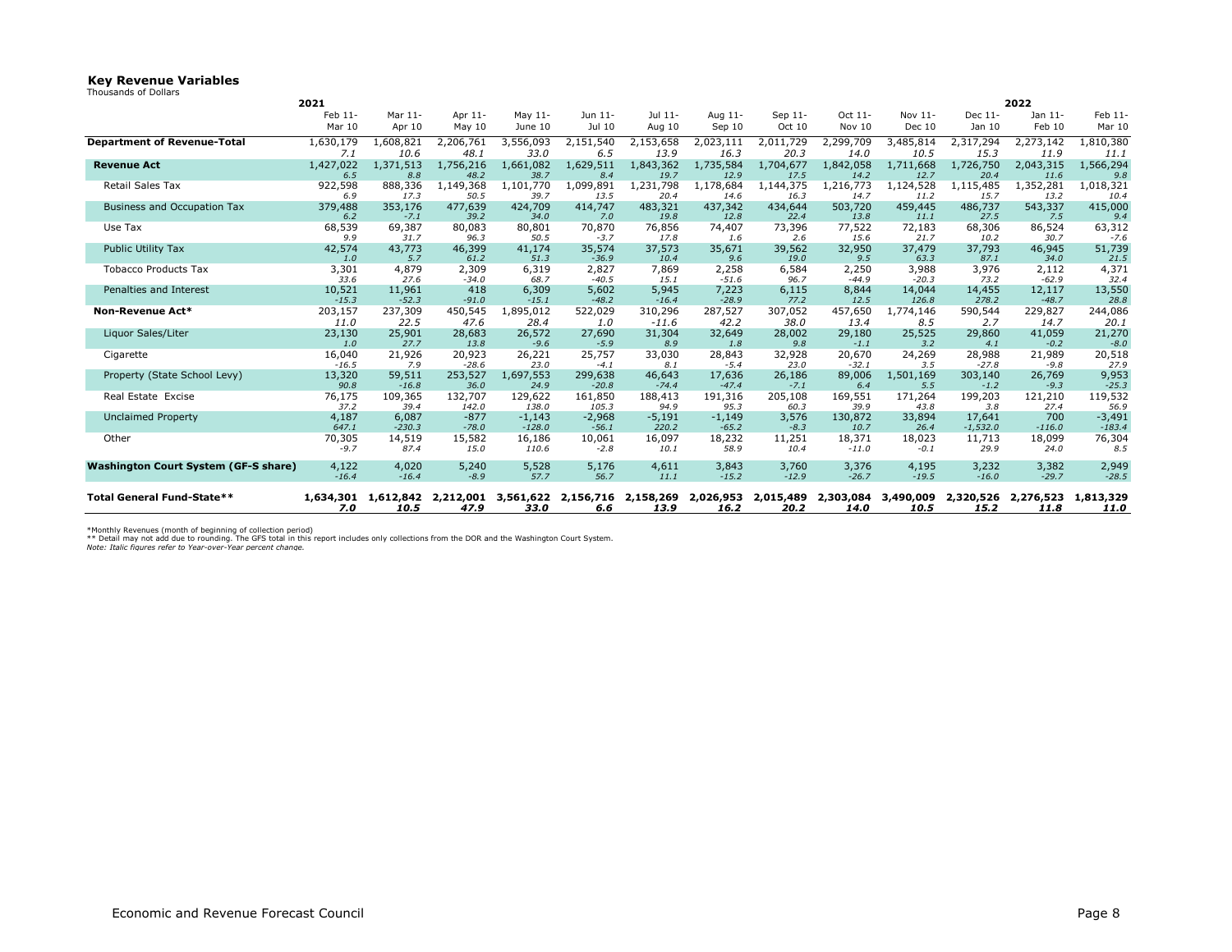## Key Revenue Variables

Thousands of Dollars

| | 2021 | | | | | | | | | | | 2022 | |
|---|---|---|---|---|---|---|---|---|---|---|---|---|---|
| | Feb 11-Mar 10 | Mar 11-Apr 10 | Apr 11-May 10 | May 11-June 10 | Jun 11-Jul 10 | Jul 11-Aug 10 | Aug 11-Sep 10 | Sep 11-Oct 10 | Oct 11-Nov 10 | Nov 11-Dec 10 | Dec 11-Jan 10 | Jan 11-Feb 10 | Feb 11-Mar 10 |
| **Department of Revenue-Total** | 1,630,179 | 1,608,821 | 2,206,761 | 3,556,093 | 2,151,540 | 2,153,658 | 2,023,111 | 2,011,729 | 2,299,709 | 3,485,814 | 2,317,294 | 2,273,142 | 1,810,380 |
| | *7.1* | *10.6* | *48.1* | *33.0* | *6.5* | *13.9* | *16.3* | *20.3* | *14.0* | *10.5* | *15.3* | *11.9* | *11.1* |
| **Revenue Act** | 1,427,022 | 1,371,513 | 1,756,216 | 1,661,082 | 1,629,511 | 1,843,362 | 1,735,584 | 1,704,677 | 1,842,058 | 1,711,668 | 1,726,750 | 2,043,315 | 1,566,294 |
| | *6.5* | *8.8* | *48.2* | *38.7* | *8.4* | *19.7* | *12.9* | *17.5* | *14.2* | *12.7* | *20.4* | *11.6* | *9.8* |
| Retail Sales Tax | 922,598 | 888,336 | 1,149,368 | 1,101,770 | 1,099,891 | 1,231,798 | 1,178,684 | 1,144,375 | 1,216,773 | 1,124,528 | 1,115,485 | 1,352,281 | 1,018,321 |
| | *6.9* | *17.3* | *50.5* | *39.7* | *13.5* | *20.4* | *14.6* | *16.3* | *14.7* | *11.2* | *15.7* | *13.2* | *10.4* |
| Business and Occupation Tax | 379,488 | 353,176 | 477,639 | 424,709 | 414,747 | 483,321 | 437,342 | 434,644 | 503,720 | 459,445 | 486,737 | 543,337 | 415,000 |
| | *6.2* | *-7.1* | *39.2* | *34.0* | *7.0* | *19.8* | *12.8* | *22.4* | *13.8* | *11.1* | *27.5* | *7.5* | *9.4* |
| Use Tax | 68,539 | 69,387 | 80,083 | 80,801 | 70,870 | 76,856 | 74,407 | 73,396 | 77,522 | 72,183 | 68,306 | 86,524 | 63,312 |
| | *9.9* | *31.7* | *96.3* | *50.5* | *-3.7* | *17.8* | *1.6* | *2.6* | *15.6* | *21.7* | *10.2* | *30.7* | *-7.6* |
| Public Utility Tax | 42,574 | 43,773 | 46,399 | 41,174 | 35,574 | 37,573 | 35,671 | 39,562 | 32,950 | 37,479 | 37,793 | 46,945 | 51,739 |
| | *1.0* | *5.7* | *61.2* | *51.3* | *-36.9* | *10.4* | *9.6* | *19.0* | *9.5* | *63.3* | *87.1* | *34.0* | *21.5* |
| Tobacco Products Tax | 3,301 | 4,879 | 2,309 | 6,319 | 2,827 | 7,869 | 2,258 | 6,584 | 2,250 | 3,988 | 3,976 | 2,112 | 4,371 |
| | *33.6* | *27.6* | *-34.0* | *68.7* | *-40.5* | *15.1* | *-51.6* | *96.7* | *-44.9* | *-20.3* | *73.2* | *-62.9* | *32.4* |
| Penalties and Interest | 10,521 | 11,961 | 418 | 6,309 | 5,602 | 5,945 | 7,223 | 6,115 | 8,844 | 14,044 | 14,455 | 12,117 | 13,550 |
| | *-15.3* | *-52.3* | *-91.0* | *-15.1* | *-48.2* | *-16.4* | *-28.9* | *77.2* | *12.5* | *126.8* | *278.2* | *-48.7* | *28.8* |
| **Non-Revenue Act*** | 203,157 | 237,309 | 450,545 | 1,895,012 | 522,029 | 310,296 | 287,527 | 307,052 | 457,650 | 1,774,146 | 590,544 | 229,827 | 244,086 |
| | *11.0* | *22.5* | *47.6* | *28.4* | *1.0* | *-11.6* | *42.2* | *38.0* | *13.4* | *8.5* | *2.7* | *14.7* | *20.1* |
| Liquor Sales/Liter | 23,130 | 25,901 | 28,683 | 26,572 | 27,690 | 31,304 | 32,649 | 28,002 | 29,180 | 25,525 | 29,860 | 41,059 | 21,270 |
| | *1.0* | *27.7* | *13.8* | *-9.6* | *-5.9* | *8.9* | *1.8* | *9.8* | *-1.1* | *3.2* | *4.1* | *-0.2* | *-8.0* |
| Cigarette | 16,040 | 21,926 | 20,923 | 26,221 | 25,757 | 33,030 | 28,843 | 32,928 | 20,670 | 24,269 | 28,988 | 21,989 | 20,518 |
| | *-16.5* | *7.9* | *-28.6* | *23.0* | *-4.1* | *8.1* | *-5.4* | *23.0* | *-32.1* | *3.5* | *-27.8* | *-9.8* | *27.9* |
| Property (State School Levy) | 13,320 | 59,511 | 253,527 | 1,697,553 | 299,638 | 46,643 | 17,636 | 26,186 | 89,006 | 1,501,169 | 303,140 | 26,769 | 9,953 |
| | *90.8* | *-16.8* | *36.0* | *24.9* | *-20.8* | *-74.4* | *-47.4* | *-7.1* | *6.4* | *5.5* | *-1.2* | *-9.3* | *-25.3* |
| Real Estate Excise | 76,175 | 109,365 | 132,707 | 129,622 | 161,850 | 188,413 | 191,316 | 205,108 | 169,551 | 171,264 | 199,203 | 121,210 | 119,532 |
| | *37.2* | *39.4* | *142.0* | *138.0* | *105.3* | *94.9* | *95.3* | *60.3* | *39.9* | *43.8* | *3.8* | *27.4* | *56.9* |
| Unclaimed Property | 4,187 | 6,087 | -877 | -1,143 | -2,968 | -5,191 | -1,149 | 3,576 | 130,872 | 33,894 | 17,641 | 700 | -3,491 |
| | *647.1* | *-230.3* | *-78.0* | *-128.0* | *-56.1* | *220.2* | *-65.2* | *-8.3* | *10.7* | *26.4* | *-1,532.0* | *-116.0* | *-183.4* |
| Other | 70,305 | 14,519 | 15,582 | 16,186 | 10,061 | 16,097 | 18,232 | 11,251 | 18,371 | 18,023 | 11,713 | 18,099 | 76,304 |
| | *-9.7* | *87.4* | *15.0* | *110.6* | *-2.8* | *10.1* | *58.9* | *10.4* | *-11.0* | *-0.1* | *29.9* | *24.0* | *8.5* |
| **Washington Court System (GF-S share)** | 4,122 | 4,020 | 5,240 | 5,528 | 5,176 | 4,611 | 3,843 | 3,760 | 3,376 | 4,195 | 3,232 | 3,382 | 2,949 |
| | *-16.4* | *-16.4* | *-8.9* | *57.7* | *56.7* | *11.1* | *-15.2* | *-12.9* | *-26.7* | *-19.5* | *-16.0* | *-29.7* | *-28.5* |
| **Total General Fund-State**** | **1,634,301** | **1,612,842** | **2,212,001** | **3,561,622** | **2,156,716** | **2,158,269** | **2,026,953** | **2,015,489** | **2,303,084** | **3,490,009** | **2,320,526** | **2,276,523** | **1,813,329** |
| | ***7.0*** | ***10.5*** | ***47.9*** | ***33.0*** | ***6.6*** | ***13.9*** | ***16.2*** | ***20.2*** | ***14.0*** | ***10.5*** | ***15.2*** | ***11.8*** | ***11.0*** |

*Monthly Revenues (month of beginning of collection period)

** Detail may not add due to rounding. The GFS total in this report includes only collections from the DOR and the Washington Court System.

*Note: Italic figures refer to Year-over-Year percent change.*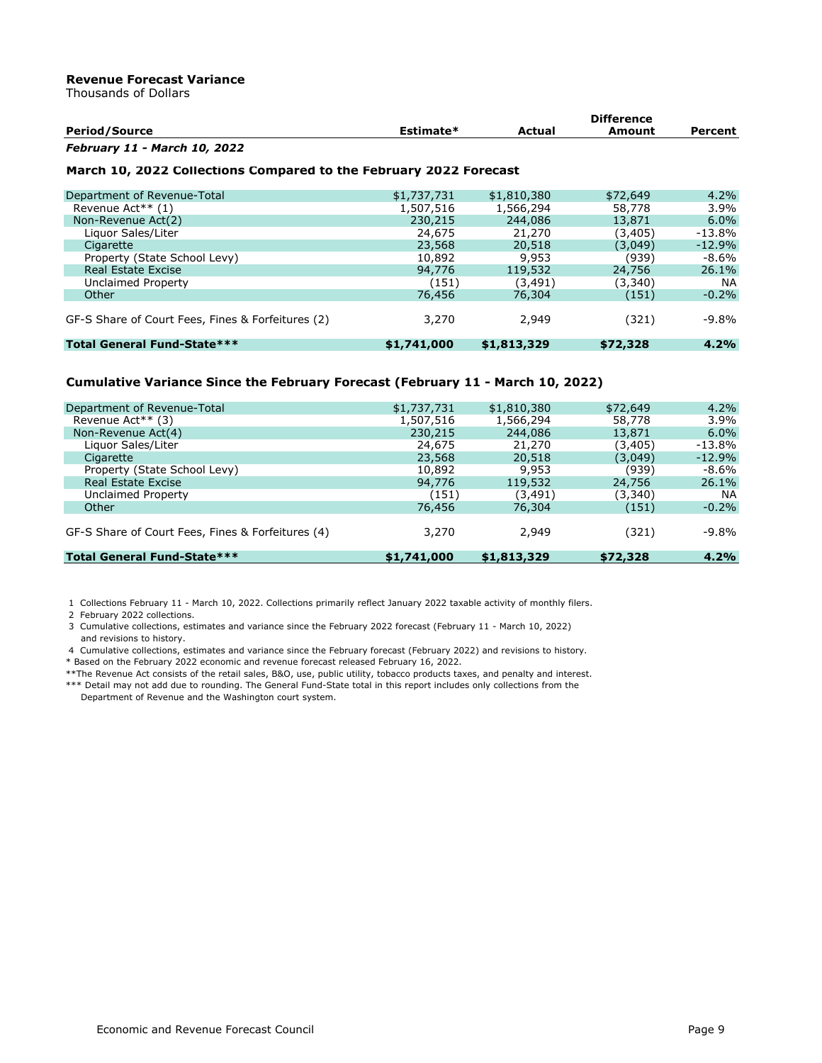**Revenue Forecast Variance**
Thousands of Dollars

| Period/Source | Estimate* | Actual | Difference Amount | Percent |
|---|---|---|---|---|
| ***February 11 - March 10, 2022*** | | | | |
| **March 10, 2022 Collections Compared to the February 2022 Forecast** | | | | |
| Department of Revenue-Total | $1,737,731 | $1,810,380 | $72,649 | 4.2% |
| Revenue Act** (1) | 1,507,516 | 1,566,294 | 58,778 | 3.9% |
| Non-Revenue Act(2) | 230,215 | 244,086 | 13,871 | 6.0% |
| Liquor Sales/Liter | 24,675 | 21,270 | (3,405) | -13.8% |
| Cigarette | 23,568 | 20,518 | (3,049) | -12.9% |
| Property (State School Levy) | 10,892 | 9,953 | (939) | -8.6% |
| Real Estate Excise | 94,776 | 119,532 | 24,756 | 26.1% |
| Unclaimed Property | (151) | (3,491) | (3,340) | NA |
| Other | 76,456 | 76,304 | (151) | -0.2% |
| GF-S Share of Court Fees, Fines & Forfeitures (2) | 3,270 | 2,949 | (321) | -9.8% |
| **Total General Fund-State*** ** | **$1,741,000** | **$1,813,329** | **$72,328** | **4.2%** |
| **Cumulative Variance Since the February Forecast (February 11 - March 10, 2022)** | | | | |
| Department of Revenue-Total | $1,737,731 | $1,810,380 | $72,649 | 4.2% |
| Revenue Act** (3) | 1,507,516 | 1,566,294 | 58,778 | 3.9% |
| Non-Revenue Act(4) | 230,215 | 244,086 | 13,871 | 6.0% |
| Liquor Sales/Liter | 24,675 | 21,270 | (3,405) | -13.8% |
| Cigarette | 23,568 | 20,518 | (3,049) | -12.9% |
| Property (State School Levy) | 10,892 | 9,953 | (939) | -8.6% |
| Real Estate Excise | 94,776 | 119,532 | 24,756 | 26.1% |
| Unclaimed Property | (151) | (3,491) | (3,340) | NA |
| Other | 76,456 | 76,304 | (151) | -0.2% |
| GF-S Share of Court Fees, Fines & Forfeitures (4) | 3,270 | 2,949 | (321) | -9.8% |
| **Total General Fund-State*** ** | **$1,741,000** | **$1,813,329** | **$72,328** | **4.2%** |

1 Collections February 11 - March 10, 2022. Collections primarily reflect January 2022 taxable activity of monthly filers.
2 February 2022 collections.
3 Cumulative collections, estimates and variance since the February 2022 forecast (February 11 - March 10, 2022) and revisions to history.
4 Cumulative collections, estimates and variance since the February forecast (February 2022) and revisions to history.
\* Based on the February 2022 economic and revenue forecast released February 16, 2022.
\*\*The Revenue Act consists of the retail sales, B&O, use, public utility, tobacco products taxes, and penalty and interest.
\*\*\* Detail may not add due to rounding. The General Fund-State total in this report includes only collections from the Department of Revenue and the Washington court system.